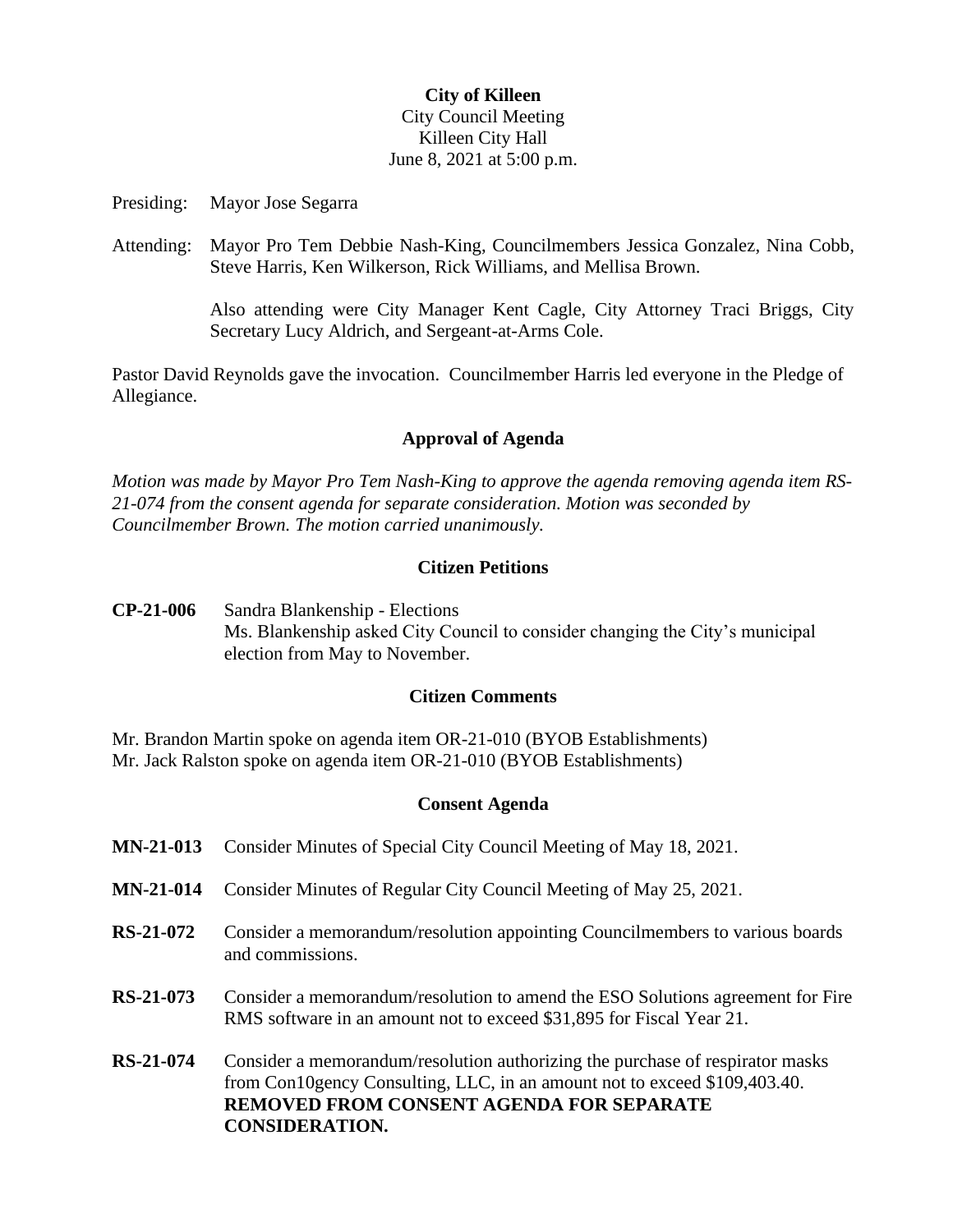**City of Killeen**
City Council Meeting
Killeen City Hall
June 8, 2021 at 5:00 p.m.

Presiding: Mayor Jose Segarra

Attending: Mayor Pro Tem Debbie Nash-King, Councilmembers Jessica Gonzalez, Nina Cobb, Steve Harris, Ken Wilkerson, Rick Williams, and Mellisa Brown.

Also attending were City Manager Kent Cagle, City Attorney Traci Briggs, City Secretary Lucy Aldrich, and Sergeant-at-Arms Cole.

Pastor David Reynolds gave the invocation. Councilmember Harris led everyone in the Pledge of Allegiance.

## Approval of Agenda

*Motion was made by Mayor Pro Tem Nash-King to approve the agenda removing agenda item RS-21-074 from the consent agenda for separate consideration. Motion was seconded by Councilmember Brown. The motion carried unanimously.*

## Citizen Petitions

**CP-21-006** Sandra Blankenship - Elections
Ms. Blankenship asked City Council to consider changing the City's municipal election from May to November.

## Citizen Comments

Mr. Brandon Martin spoke on agenda item OR-21-010 (BYOB Establishments)
Mr. Jack Ralston spoke on agenda item OR-21-010 (BYOB Establishments)

## Consent Agenda

**MN-21-013** Consider Minutes of Special City Council Meeting of May 18, 2021.

**MN-21-014** Consider Minutes of Regular City Council Meeting of May 25, 2021.

**RS-21-072** Consider a memorandum/resolution appointing Councilmembers to various boards and commissions.

**RS-21-073** Consider a memorandum/resolution to amend the ESO Solutions agreement for Fire RMS software in an amount not to exceed $31,895 for Fiscal Year 21.

**RS-21-074** Consider a memorandum/resolution authorizing the purchase of respirator masks from Con10gency Consulting, LLC, in an amount not to exceed $109,403.40. **REMOVED FROM CONSENT AGENDA FOR SEPARATE CONSIDERATION.**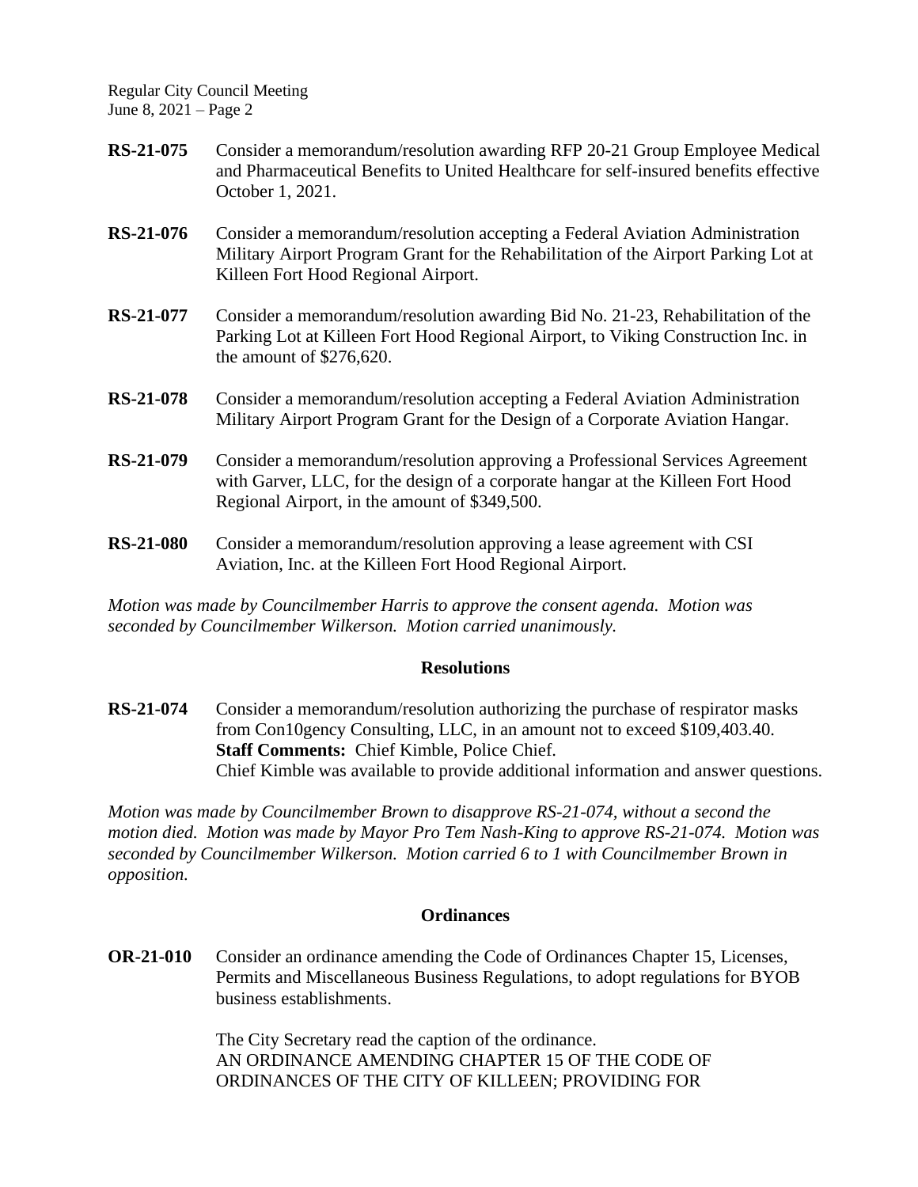**RS-21-075** Consider a memorandum/resolution awarding RFP 20-21 Group Employee Medical and Pharmaceutical Benefits to United Healthcare for self-insured benefits effective October 1, 2021.

**RS-21-076** Consider a memorandum/resolution accepting a Federal Aviation Administration Military Airport Program Grant for the Rehabilitation of the Airport Parking Lot at Killeen Fort Hood Regional Airport.

**RS-21-077** Consider a memorandum/resolution awarding Bid No. 21-23, Rehabilitation of the Parking Lot at Killeen Fort Hood Regional Airport, to Viking Construction Inc. in the amount of $276,620.

**RS-21-078** Consider a memorandum/resolution accepting a Federal Aviation Administration Military Airport Program Grant for the Design of a Corporate Aviation Hangar.

**RS-21-079** Consider a memorandum/resolution approving a Professional Services Agreement with Garver, LLC, for the design of a corporate hangar at the Killeen Fort Hood Regional Airport, in the amount of $349,500.

**RS-21-080** Consider a memorandum/resolution approving a lease agreement with CSI Aviation, Inc. at the Killeen Fort Hood Regional Airport.

*Motion was made by Councilmember Harris to approve the consent agenda. Motion was seconded by Councilmember Wilkerson. Motion carried unanimously.*

## Resolutions

**RS-21-074** Consider a memorandum/resolution authorizing the purchase of respirator masks from Con10gency Consulting, LLC, in an amount not to exceed $109,403.40.
**Staff Comments:** Chief Kimble, Police Chief.
Chief Kimble was available to provide additional information and answer questions.

*Motion was made by Councilmember Brown to disapprove RS-21-074, without a second the motion died. Motion was made by Mayor Pro Tem Nash-King to approve RS-21-074. Motion was seconded by Councilmember Wilkerson. Motion carried 6 to 1 with Councilmember Brown in opposition.*

## Ordinances

**OR-21-010** Consider an ordinance amending the Code of Ordinances Chapter 15, Licenses, Permits and Miscellaneous Business Regulations, to adopt regulations for BYOB business establishments.

The City Secretary read the caption of the ordinance.
AN ORDINANCE AMENDING CHAPTER 15 OF THE CODE OF ORDINANCES OF THE CITY OF KILLEEN; PROVIDING FOR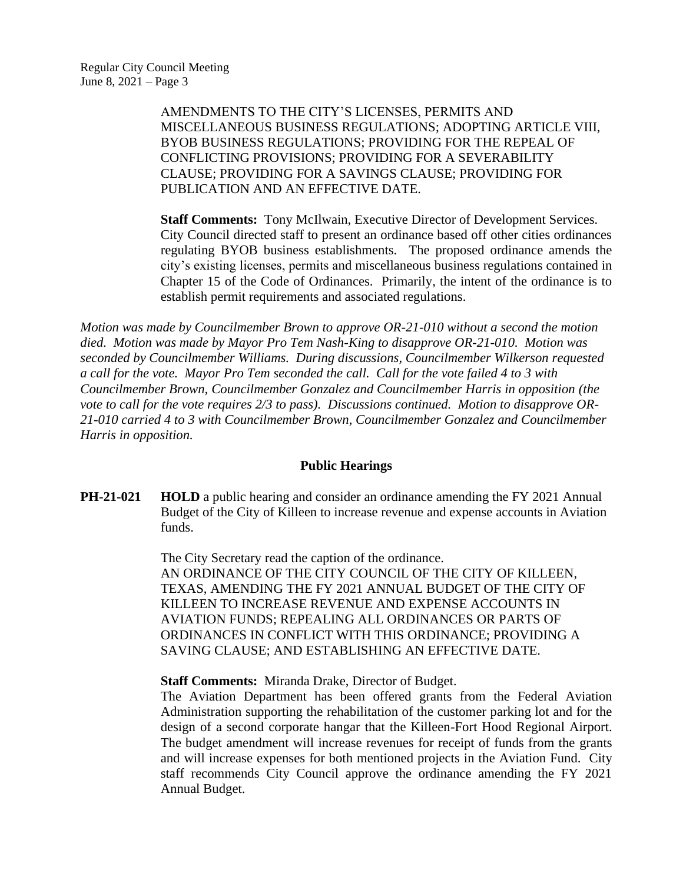AMENDMENTS TO THE CITY'S LICENSES, PERMITS AND MISCELLANEOUS BUSINESS REGULATIONS; ADOPTING ARTICLE VIII, BYOB BUSINESS REGULATIONS; PROVIDING FOR THE REPEAL OF CONFLICTING PROVISIONS; PROVIDING FOR A SEVERABILITY CLAUSE; PROVIDING FOR A SAVINGS CLAUSE; PROVIDING FOR PUBLICATION AND AN EFFECTIVE DATE.

**Staff Comments:** Tony McIlwain, Executive Director of Development Services. City Council directed staff to present an ordinance based off other cities ordinances regulating BYOB business establishments. The proposed ordinance amends the city's existing licenses, permits and miscellaneous business regulations contained in Chapter 15 of the Code of Ordinances. Primarily, the intent of the ordinance is to establish permit requirements and associated regulations.

*Motion was made by Councilmember Brown to approve OR-21-010 without a second the motion died. Motion was made by Mayor Pro Tem Nash-King to disapprove OR-21-010. Motion was seconded by Councilmember Williams. During discussions, Councilmember Wilkerson requested a call for the vote. Mayor Pro Tem seconded the call. Call for the vote failed 4 to 3 with Councilmember Brown, Councilmember Gonzalez and Councilmember Harris in opposition (the vote to call for the vote requires 2/3 to pass). Discussions continued. Motion to disapprove OR-21-010 carried 4 to 3 with Councilmember Brown, Councilmember Gonzalez and Councilmember Harris in opposition.*

## Public Hearings

**PH-21-021** **HOLD** a public hearing and consider an ordinance amending the FY 2021 Annual Budget of the City of Killeen to increase revenue and expense accounts in Aviation funds.

The City Secretary read the caption of the ordinance.
AN ORDINANCE OF THE CITY COUNCIL OF THE CITY OF KILLEEN, TEXAS, AMENDING THE FY 2021 ANNUAL BUDGET OF THE CITY OF KILLEEN TO INCREASE REVENUE AND EXPENSE ACCOUNTS IN AVIATION FUNDS; REPEALING ALL ORDINANCES OR PARTS OF ORDINANCES IN CONFLICT WITH THIS ORDINANCE; PROVIDING A SAVING CLAUSE; AND ESTABLISHING AN EFFECTIVE DATE.

**Staff Comments:** Miranda Drake, Director of Budget.
The Aviation Department has been offered grants from the Federal Aviation Administration supporting the rehabilitation of the customer parking lot and for the design of a second corporate hangar that the Killeen-Fort Hood Regional Airport. The budget amendment will increase revenues for receipt of funds from the grants and will increase expenses for both mentioned projects in the Aviation Fund. City staff recommends City Council approve the ordinance amending the FY 2021 Annual Budget.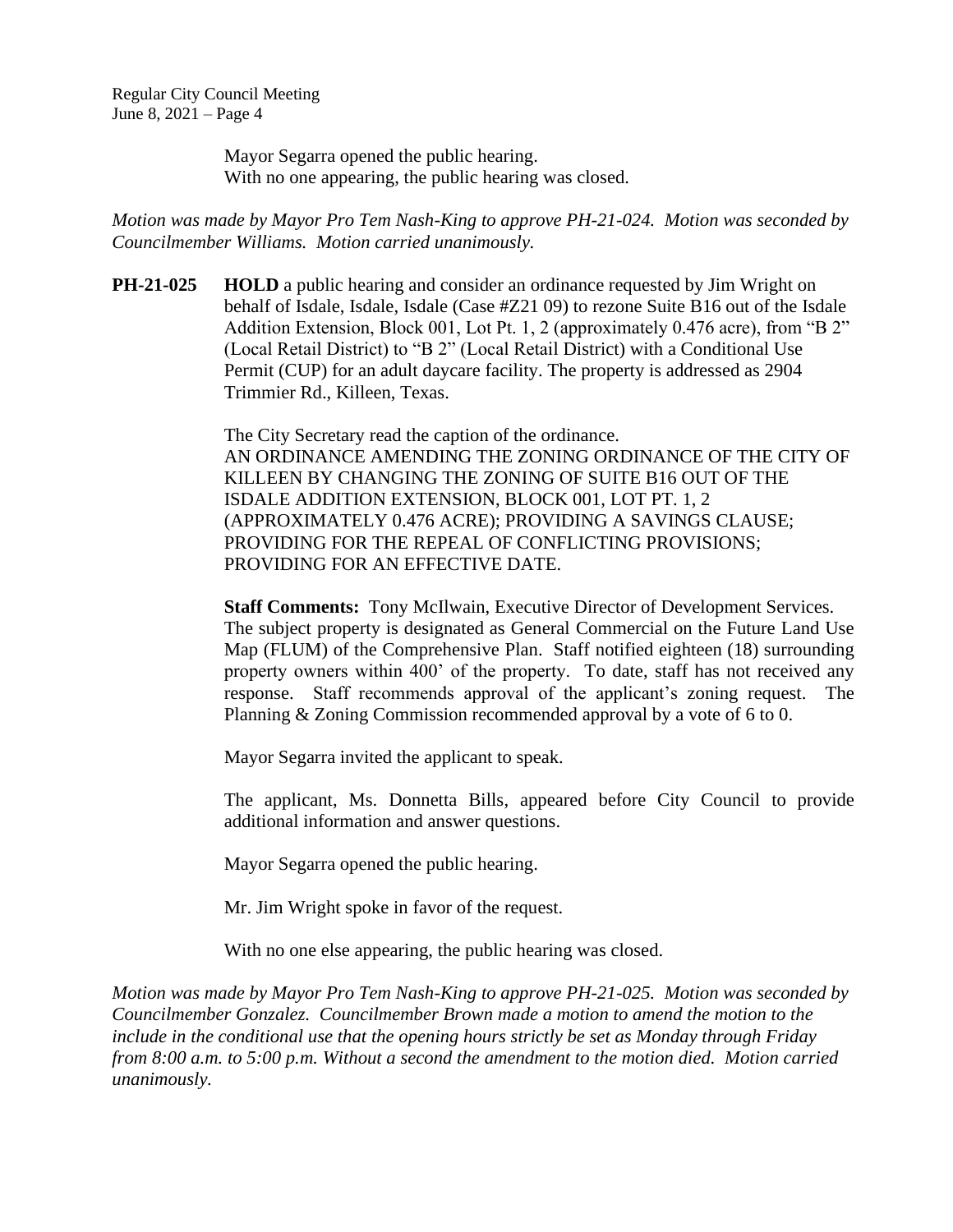Mayor Segarra opened the public hearing.
With no one appearing, the public hearing was closed.

*Motion was made by Mayor Pro Tem Nash-King to approve PH-21-024. Motion was seconded by Councilmember Williams. Motion carried unanimously.*

**PH-21-025** **HOLD** a public hearing and consider an ordinance requested by Jim Wright on behalf of Isdale, Isdale, Isdale (Case #Z21 09) to rezone Suite B16 out of the Isdale Addition Extension, Block 001, Lot Pt. 1, 2 (approximately 0.476 acre), from "B 2" (Local Retail District) to "B 2" (Local Retail District) with a Conditional Use Permit (CUP) for an adult daycare facility. The property is addressed as 2904 Trimmier Rd., Killeen, Texas.

The City Secretary read the caption of the ordinance.
AN ORDINANCE AMENDING THE ZONING ORDINANCE OF THE CITY OF KILLEEN BY CHANGING THE ZONING OF SUITE B16 OUT OF THE ISDALE ADDITION EXTENSION, BLOCK 001, LOT PT. 1, 2 (APPROXIMATELY 0.476 ACRE); PROVIDING A SAVINGS CLAUSE; PROVIDING FOR THE REPEAL OF CONFLICTING PROVISIONS; PROVIDING FOR AN EFFECTIVE DATE.

**Staff Comments:** Tony McIlwain, Executive Director of Development Services. The subject property is designated as General Commercial on the Future Land Use Map (FLUM) of the Comprehensive Plan. Staff notified eighteen (18) surrounding property owners within 400' of the property. To date, staff has not received any response. Staff recommends approval of the applicant's zoning request. The Planning & Zoning Commission recommended approval by a vote of 6 to 0.

Mayor Segarra invited the applicant to speak.

The applicant, Ms. Donnetta Bills, appeared before City Council to provide additional information and answer questions.

Mayor Segarra opened the public hearing.

Mr. Jim Wright spoke in favor of the request.

With no one else appearing, the public hearing was closed.

*Motion was made by Mayor Pro Tem Nash-King to approve PH-21-025. Motion was seconded by Councilmember Gonzalez. Councilmember Brown made a motion to amend the motion to the include in the conditional use that the opening hours strictly be set as Monday through Friday from 8:00 a.m. to 5:00 p.m. Without a second the amendment to the motion died. Motion carried unanimously.*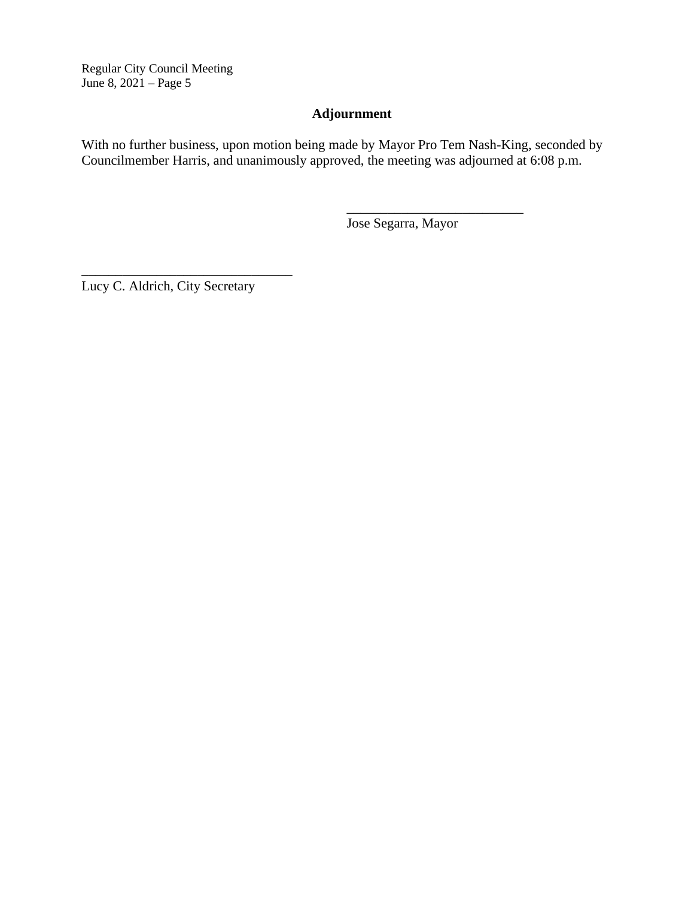## Adjournment

With no further business, upon motion being made by Mayor Pro Tem Nash-King, seconded by Councilmember Harris, and unanimously approved, the meeting was adjourned at 6:08 p.m.

\_\_\_\_\_\_\_\_\_\_\_\_\_\_\_\_\_\_\_\_\_\_\_\_\_\_\_

Jose Segarra, Mayor

\_\_\_\_\_\_\_\_\_\_\_\_\_\_\_\_\_\_\_\_\_\_\_\_\_\_\_\_\_\_\_\_

Lucy C. Aldrich, City Secretary